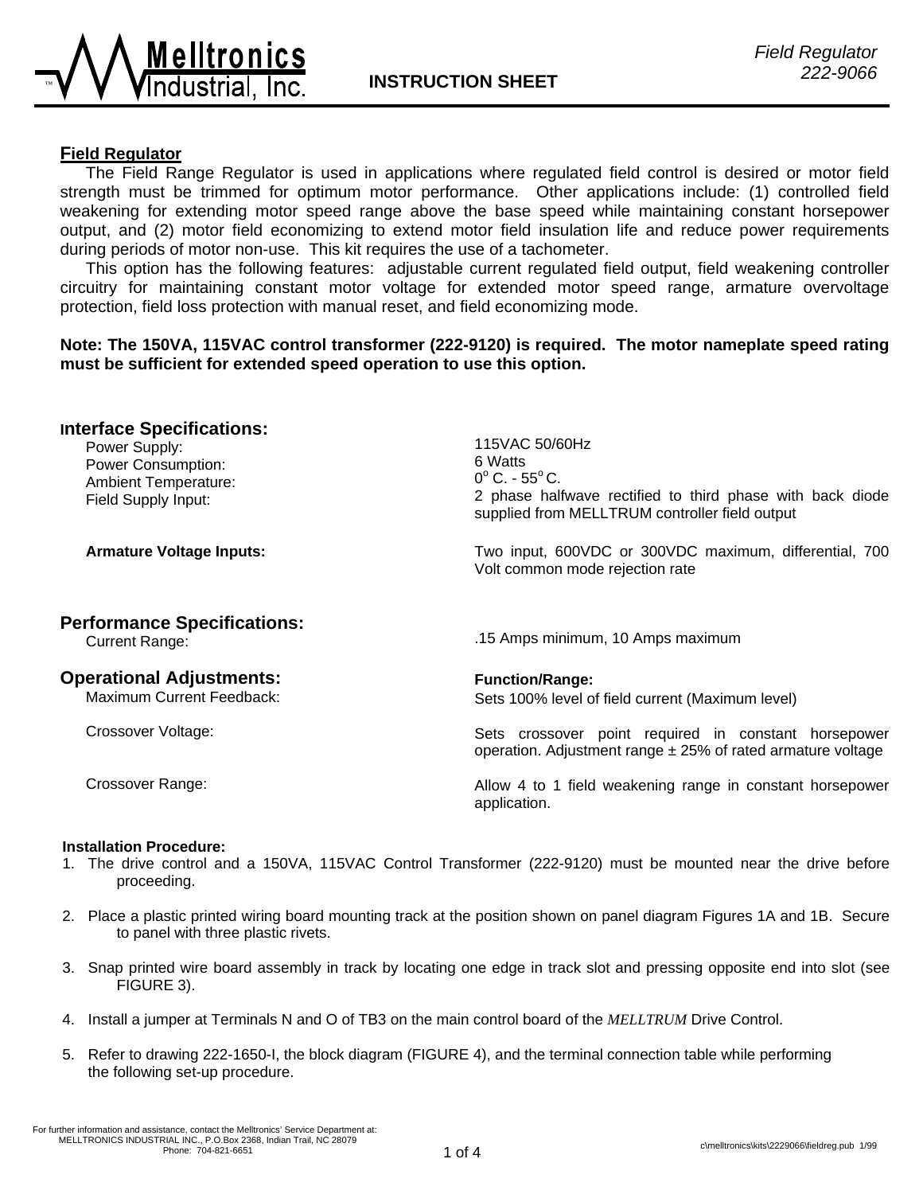Melltronics Industrial, Inc.

**INSTRUCTION SHEET**

*Field Regulator 222-9066*

## Field Regulator

The Field Range Regulator is used in applications where regulated field control is desired or motor field strength must be trimmed for optimum motor performance. Other applications include: (1) controlled field weakening for extending motor speed range above the base speed while maintaining constant horsepower output, and (2) motor field economizing to extend motor field insulation life and reduce power requirements during periods of motor non-use. This kit requires the use of a tachometer.

This option has the following features: adjustable current regulated field output, field weakening controller circuitry for maintaining constant motor voltage for extended motor speed range, armature overvoltage protection, field loss protection with manual reset, and field economizing mode.

**Note: The 150VA, 115VAC control transformer (222-9120) is required. The motor nameplate speed rating must be sufficient for extended speed operation to use this option.**

### Interface Specifications:

| | |
|---|---|
| Power Supply: | 115VAC 50/60Hz |
| Power Consumption: | 6 Watts |
| Ambient Temperature: | $0^{o}$ C. - $55^{o}$ C. |
| Field Supply Input: | 2 phase halfwave rectified to third phase with back diode supplied from MELLTRUM controller field output |
| **Armature Voltage Inputs:** | Two input, 600VDC or 300VDC maximum, differential, 700 Volt common mode rejection rate |

### Performance Specifications:

| | |
|---|---|
| Current Range: | .15 Amps minimum, 10 Amps maximum |

### Operational Adjustments:

| | **Function/Range:** |
|---|---|
| Maximum Current Feedback: | Sets 100% level of field current (Maximum level) |
| Crossover Voltage: | Sets crossover point required in constant horsepower operation. Adjustment range ± 25% of rated armature voltage |
| Crossover Range: | Allow 4 to 1 field weakening range in constant horsepower application. |

**Installation Procedure:**

1. The drive control and a 150VA, 115VAC Control Transformer (222-9120) must be mounted near the drive before proceeding.
2. Place a plastic printed wiring board mounting track at the position shown on panel diagram Figures 1A and 1B. Secure to panel with three plastic rivets.
3. Snap printed wire board assembly in track by locating one edge in track slot and pressing opposite end into slot (see FIGURE 3).
4. Install a jumper at Terminals N and O of TB3 on the main control board of the *MELLTRUM* Drive Control.
5. Refer to drawing 222-1650-I, the block diagram (FIGURE 4), and the terminal connection table while performing the following set-up procedure.

For further information and assistance, contact the Melltronics' Service Department at:
MELLTRONICS INDUSTRIAL INC., P.O.Box 2368, Indian Trail, NC 28079
Phone: 704-821-6651

c\melltronics\kits\2229066\fieldreg.pub 1/99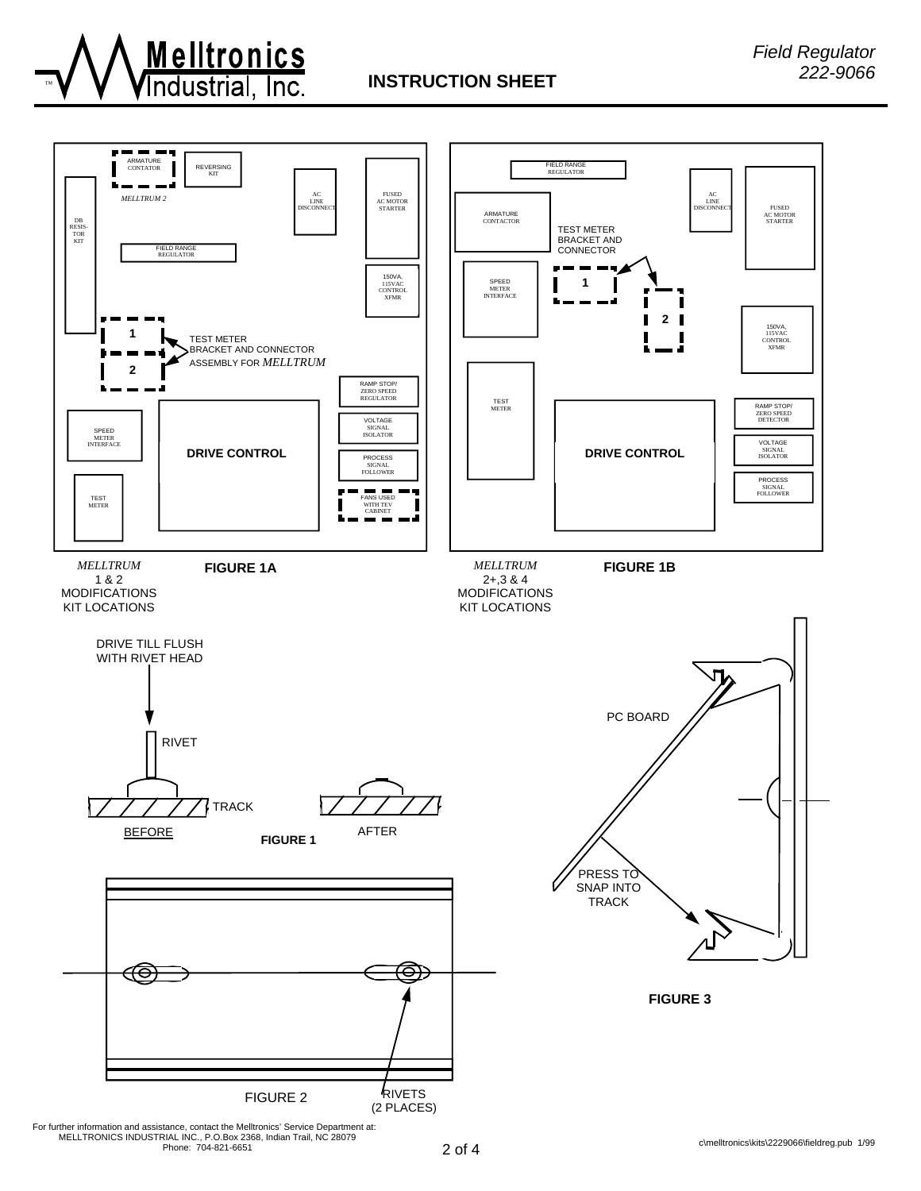**Melltronics Industrial, Inc.** — **INSTRUCTION SHEET** — *Field Regulator 222-9066*

ARMATURE CONTATOR

REVERSING KIT

*MELLTRUM 2*

AC LINE DISCONNECT

FUSED AC MOTOR STARTER

DB RESISTOR KIT

FIELD RANGE REGULATOR

150VA, 115VAC CONTROL XFMR

1

2

TEST METER BRACKET AND CONNECTOR ASSEMBLY FOR *MELLTRUM*

RAMP STOP/ ZERO SPEED REGULATOR

VOLTAGE SIGNAL ISOLATOR

SPEED METER INTERFACE

**DRIVE CONTROL**

PROCESS SIGNAL FOLLOWER

TEST METER

FANS USED WITH TEV CABINET

*MELLTRUM* 1 & 2 MODIFICATIONS KIT LOCATIONS

**FIGURE 1A**

FIELD RANGE REGULATOR

AC LINE DISCONNECT

FUSED AC MOTOR STARTER

ARMATURE CONTACTOR

TEST METER BRACKET AND CONNECTOR

SPEED METER INTERFACE

1

2

150VA, 115VAC CONTROL XFMR

TEST METER

RAMP STOP/ ZERO SPEED DETECTOR

**DRIVE CONTROL**

VOLTAGE SIGNAL ISOLATOR

PROCESS SIGNAL FOLLOWER

*MELLTRUM* 2+,3 & 4 MODIFICATIONS KIT LOCATIONS

**FIGURE 1B**

DRIVE TILL FLUSH WITH RIVET HEAD

RIVET

TRACK

BEFORE

AFTER

**FIGURE 1**

RIVETS (2 PLACES)

FIGURE 2

PC BOARD

PRESS TO SNAP INTO TRACK

**FIGURE 3**

For further information and assistance, contact the Melltronics' Service Department at:
MELLTRONICS INDUSTRIAL INC., P.O.Box 2368, Indian Trail, NC 28079
Phone: 704-821-6651

c\melltronics\kits\2229066\fieldreg.pub 1/99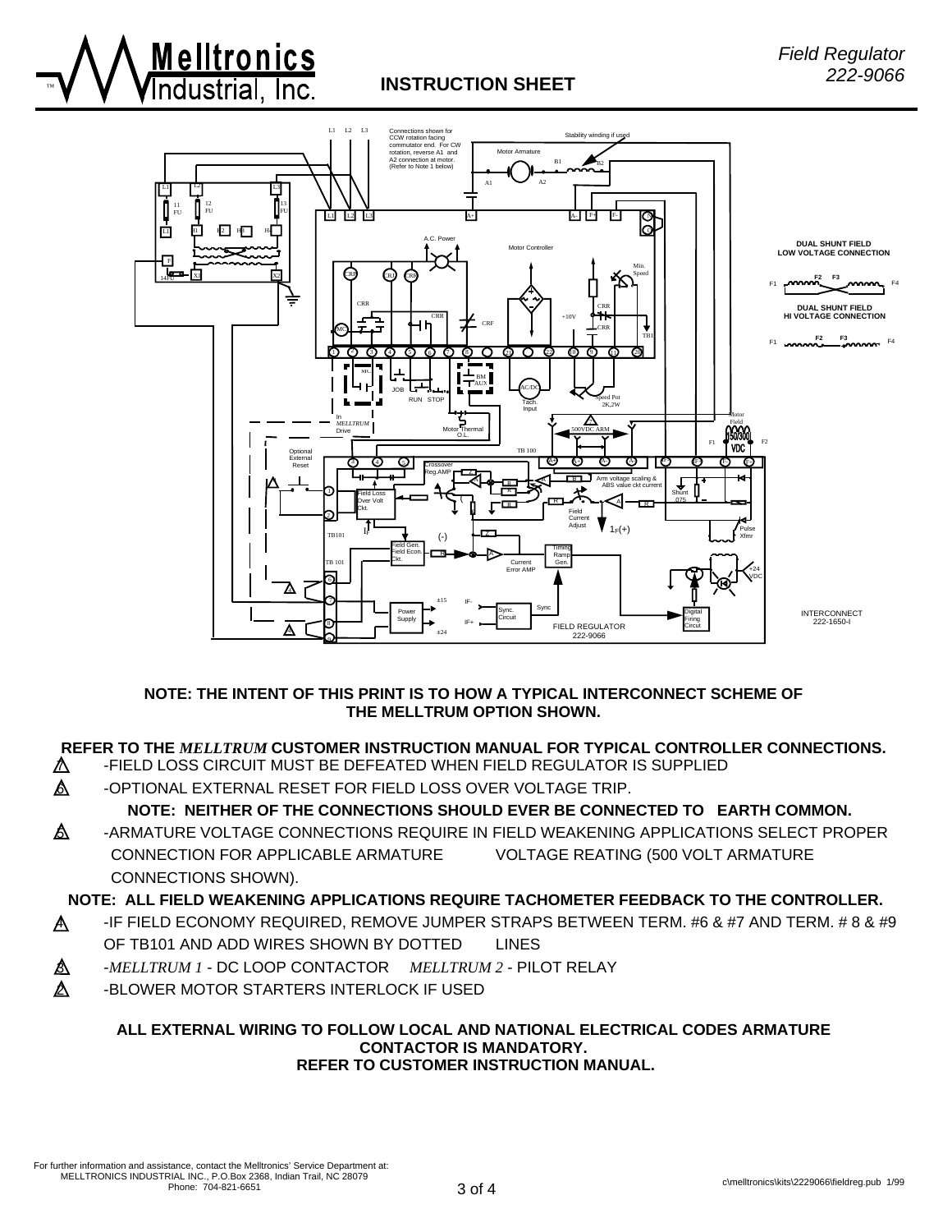**INSTRUCTION SHEET**

*Field Regulator 222-9066*

Connections shown for CCW rotation facing commutator end. For CW rotation, reverse A1 and A2 connection at motor. (Refer to Note 1 below)

**DUAL SHUNT FIELD LOW VOLTAGE CONNECTION**

**DUAL SHUNT FIELD HI VOLTAGE CONNECTION**

INTERCONNECT 222-1650-I

**NOTE: THE INTENT OF THIS PRINT IS TO HOW A TYPICAL INTERCONNECT SCHEME OF THE MELLTRUM OPTION SHOWN.**

**REFER TO THE *MELLTRUM* CUSTOMER INSTRUCTION MANUAL FOR TYPICAL CONTROLLER CONNECTIONS.**

7. -FIELD LOSS CIRCUIT MUST BE DEFEATED WHEN FIELD REGULATOR IS SUPPLIED
6. -OPTIONAL EXTERNAL RESET FOR FIELD LOSS OVER VOLTAGE TRIP.

**NOTE: NEITHER OF THE CONNECTIONS SHOULD EVER BE CONNECTED TO EARTH COMMON.**

5. -ARMATURE VOLTAGE CONNECTIONS REQUIRE IN FIELD WEAKENING APPLICATIONS SELECT PROPER CONNECTION FOR APPLICABLE ARMATURE VOLTAGE REATING (500 VOLT ARMATURE CONNECTIONS SHOWN).

**NOTE: ALL FIELD WEAKENING APPLICATIONS REQUIRE TACHOMETER FEEDBACK TO THE CONTROLLER.**

4. -IF FIELD ECONOMY REQUIRED, REMOVE JUMPER STRAPS BETWEEN TERM. #6 & #7 AND TERM. # 8 & #9 OF TB101 AND ADD WIRES SHOWN BY DOTTED LINES
3. -*MELLTRUM 1* - DC LOOP CONTACTOR *MELLTRUM 2* - PILOT RELAY
2. -BLOWER MOTOR STARTERS INTERLOCK IF USED

**ALL EXTERNAL WIRING TO FOLLOW LOCAL AND NATIONAL ELECTRICAL CODES ARMATURE CONTACTOR IS MANDATORY.**
**REFER TO CUSTOMER INSTRUCTION MANUAL.**

For further information and assistance, contact the Melltronics' Service Department at:
MELLTRONICS INDUSTRIAL INC., P.O.Box 2368, Indian Trail, NC 28079
Phone: 704-821-6651

c\melltronics\kits\2229066\fieldreg.pub 1/99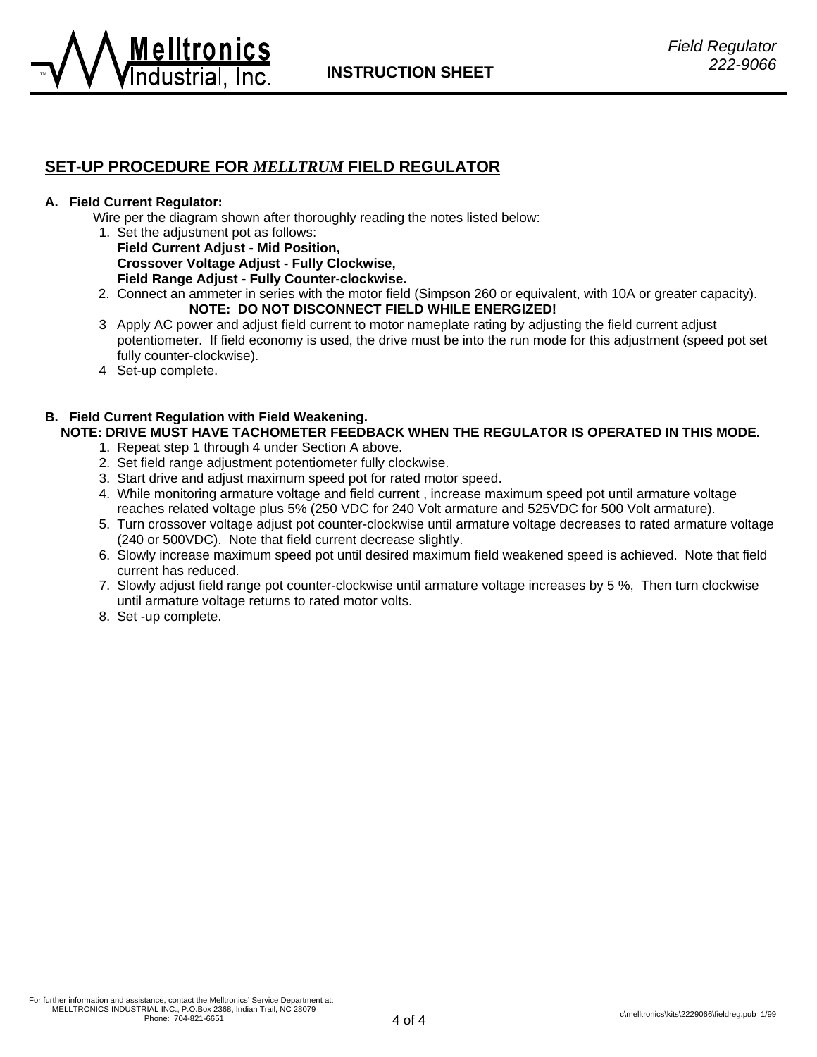## SET-UP PROCEDURE FOR *MELLTRUM* FIELD REGULATOR

**A. Field Current Regulator:**

Wire per the diagram shown after thoroughly reading the notes listed below:

1. Set the adjustment pot as follows:
   **Field Current Adjust - Mid Position,**
   **Crossover Voltage Adjust - Fully Clockwise,**
   **Field Range Adjust - Fully Counter-clockwise.**
2. Connect an ammeter in series with the motor field (Simpson 260 or equivalent, with 10A or greater capacity).
   **NOTE: DO NOT DISCONNECT FIELD WHILE ENERGIZED!**
3. Apply AC power and adjust field current to motor nameplate rating by adjusting the field current adjust potentiometer. If field economy is used, the drive must be into the run mode for this adjustment (speed pot set fully counter-clockwise).
4. Set-up complete.

**B. Field Current Regulation with Field Weakening.**

**NOTE: DRIVE MUST HAVE TACHOMETER FEEDBACK WHEN THE REGULATOR IS OPERATED IN THIS MODE.**

1. Repeat step 1 through 4 under Section A above.
2. Set field range adjustment potentiometer fully clockwise.
3. Start drive and adjust maximum speed pot for rated motor speed.
4. While monitoring armature voltage and field current , increase maximum speed pot until armature voltage reaches related voltage plus 5% (250 VDC for 240 Volt armature and 525VDC for 500 Volt armature).
5. Turn crossover voltage adjust pot counter-clockwise until armature voltage decreases to rated armature voltage (240 or 500VDC). Note that field current decrease slightly.
6. Slowly increase maximum speed pot until desired maximum field weakened speed is achieved. Note that field current has reduced.
7. Slowly adjust field range pot counter-clockwise until armature voltage increases by 5 %, Then turn clockwise until armature voltage returns to rated motor volts.
8. Set -up complete.

For further information and assistance, contact the Melltronics' Service Department at:
MELLTRONICS INDUSTRIAL INC., P.O.Box 2368, Indian Trail, NC 28079
Phone: 704-821-6651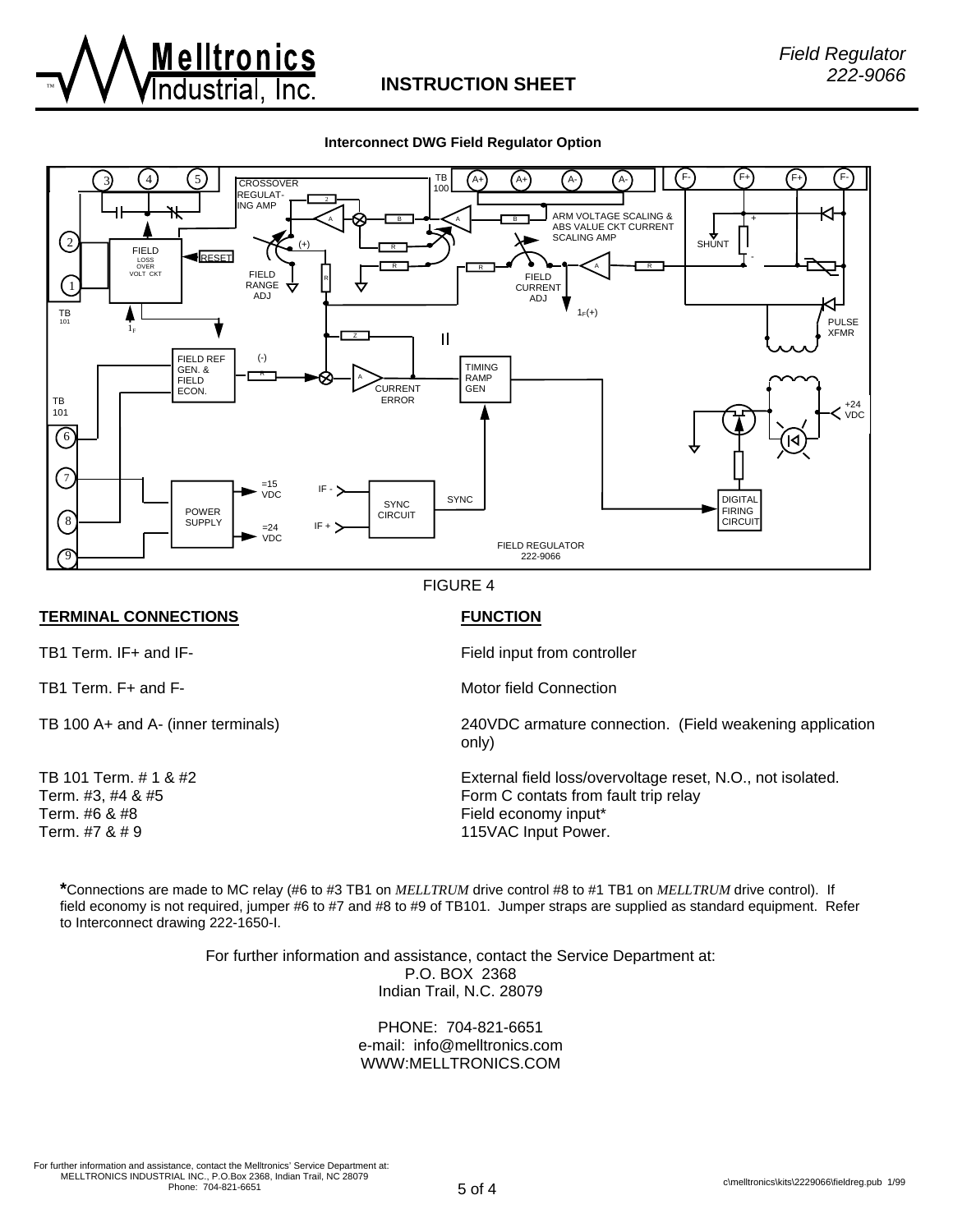**Interconnect DWG Field Regulator Option**

FIGURE 4

| **TERMINAL CONNECTIONS** | **FUNCTION** |
|---|---|
| TB1 Term. IF+ and IF- | Field input from controller |
| TB1 Term. F+ and F- | Motor field Connection |
| TB 100 A+ and A- (inner terminals) | 240VDC armature connection. (Field weakening application only) |
| TB 101 Term. # 1 & #2 | External field loss/overvoltage reset, N.O., not isolated. |
| Term. #3, #4 & #5 | Form C contats from fault trip relay |
| Term. #6 & #8 | Field economy input* |
| Term. #7 & # 9 | 115VAC Input Power. |

**\***Connections are made to MC relay (#6 to #3 TB1 on *MELLTRUM* drive control #8 to #1 TB1 on *MELLTRUM* drive control). If field economy is not required, jumper #6 to #7 and #8 to #9 of TB101. Jumper straps are supplied as standard equipment. Refer to Interconnect drawing 222-1650-I.

For further information and assistance, contact the Service Department at:
P.O. BOX 2368
Indian Trail, N.C. 28079

PHONE: 704-821-6651
e-mail: info@melltronics.com
WWW:MELLTRONICS.COM